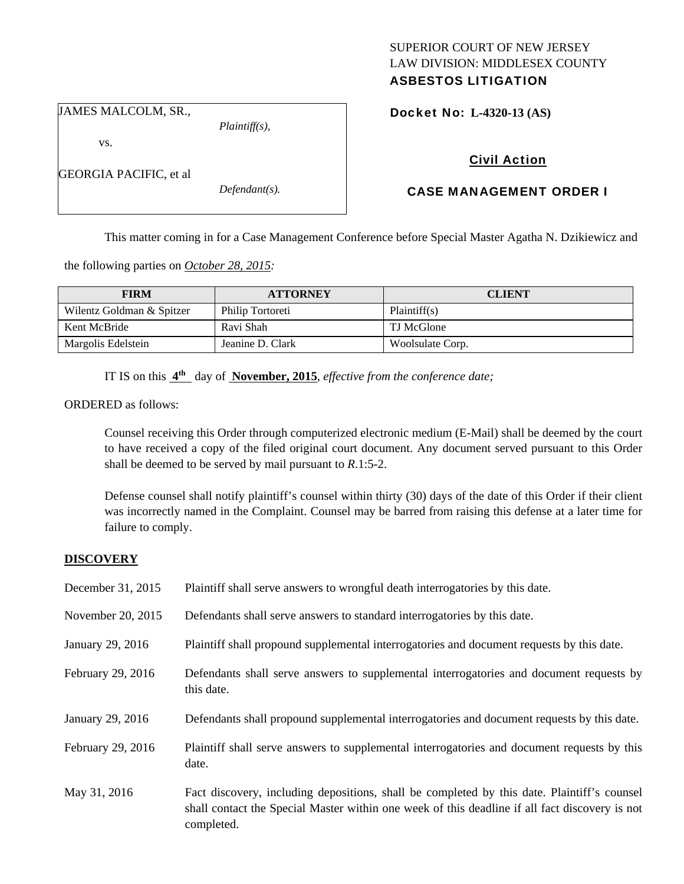SUPERIOR COURT OF NEW JERSEY
LAW DIVISION: MIDDLESEX COUNTY
**ASBESTOS LITIGATION**

JAMES MALCOLM, SR.,
*Plaintiff(s),*

vs.

GEORGIA PACIFIC, et al
*Defendant(s).*

**Docket No: L-4320-13 (AS)**

**Civil Action**

**CASE MANAGEMENT ORDER I**

This matter coming in for a Case Management Conference before Special Master Agatha N. Dzikiewicz and the following parties on *October 28, 2015:*

| FIRM | ATTORNEY | CLIENT |
|---|---|---|
| Wilentz Goldman & Spitzer | Philip Tortoreti | Plaintiff(s) |
| Kent McBride | Ravi Shah | TJ McGlone |
| Margolis Edelstein | Jeanine D. Clark | Woolsulate Corp. |

IT IS on this **4th** day of **November, 2015**, *effective from the conference date;*

ORDERED as follows:

Counsel receiving this Order through computerized electronic medium (E-Mail) shall be deemed by the court to have received a copy of the filed original court document. Any document served pursuant to this Order shall be deemed to be served by mail pursuant to *R*.1:5-2.

Defense counsel shall notify plaintiff's counsel within thirty (30) days of the date of this Order if their client was incorrectly named in the Complaint. Counsel may be barred from raising this defense at a later time for failure to comply.

**DISCOVERY**

| | |
|---|---|
| December 31, 2015 | Plaintiff shall serve answers to wrongful death interrogatories by this date. |
| November 20, 2015 | Defendants shall serve answers to standard interrogatories by this date. |
| January 29, 2016 | Plaintiff shall propound supplemental interrogatories and document requests by this date. |
| February 29, 2016 | Defendants shall serve answers to supplemental interrogatories and document requests by this date. |
| January 29, 2016 | Defendants shall propound supplemental interrogatories and document requests by this date. |
| February 29, 2016 | Plaintiff shall serve answers to supplemental interrogatories and document requests by this date. |
| May 31, 2016 | Fact discovery, including depositions, shall be completed by this date. Plaintiff's counsel shall contact the Special Master within one week of this deadline if all fact discovery is not completed. |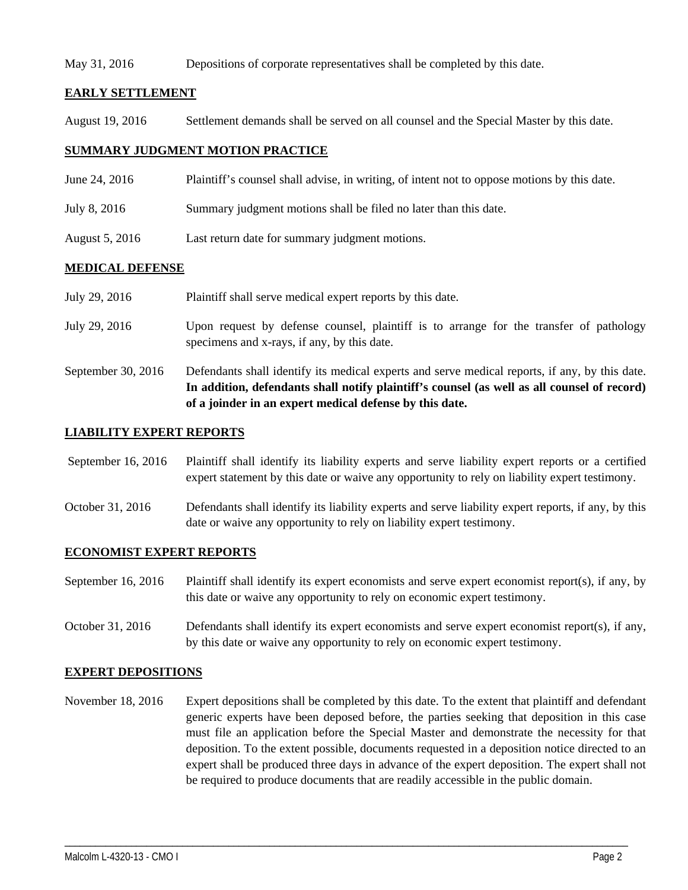May 31, 2016 Depositions of corporate representatives shall be completed by this date.

**EARLY SETTLEMENT**

August 19, 2016 Settlement demands shall be served on all counsel and the Special Master by this date.

**SUMMARY JUDGMENT MOTION PRACTICE**

June 24, 2016 Plaintiff's counsel shall advise, in writing, of intent not to oppose motions by this date.

July 8, 2016 Summary judgment motions shall be filed no later than this date.

August 5, 2016 Last return date for summary judgment motions.

**MEDICAL DEFENSE**

July 29, 2016 Plaintiff shall serve medical expert reports by this date.

July 29, 2016 Upon request by defense counsel, plaintiff is to arrange for the transfer of pathology specimens and x-rays, if any, by this date.

September 30, 2016 Defendants shall identify its medical experts and serve medical reports, if any, by this date. **In addition, defendants shall notify plaintiff's counsel (as well as all counsel of record) of a joinder in an expert medical defense by this date.**

**LIABILITY EXPERT REPORTS**

September 16, 2016 Plaintiff shall identify its liability experts and serve liability expert reports or a certified expert statement by this date or waive any opportunity to rely on liability expert testimony.

October 31, 2016 Defendants shall identify its liability experts and serve liability expert reports, if any, by this date or waive any opportunity to rely on liability expert testimony.

**ECONOMIST EXPERT REPORTS**

September 16, 2016 Plaintiff shall identify its expert economists and serve expert economist report(s), if any, by this date or waive any opportunity to rely on economic expert testimony.

October 31, 2016 Defendants shall identify its expert economists and serve expert economist report(s), if any, by this date or waive any opportunity to rely on economic expert testimony.

**EXPERT DEPOSITIONS**

November 18, 2016 Expert depositions shall be completed by this date. To the extent that plaintiff and defendant generic experts have been deposed before, the parties seeking that deposition in this case must file an application before the Special Master and demonstrate the necessity for that deposition. To the extent possible, documents requested in a deposition notice directed to an expert shall be produced three days in advance of the expert deposition. The expert shall not be required to produce documents that are readily accessible in the public domain.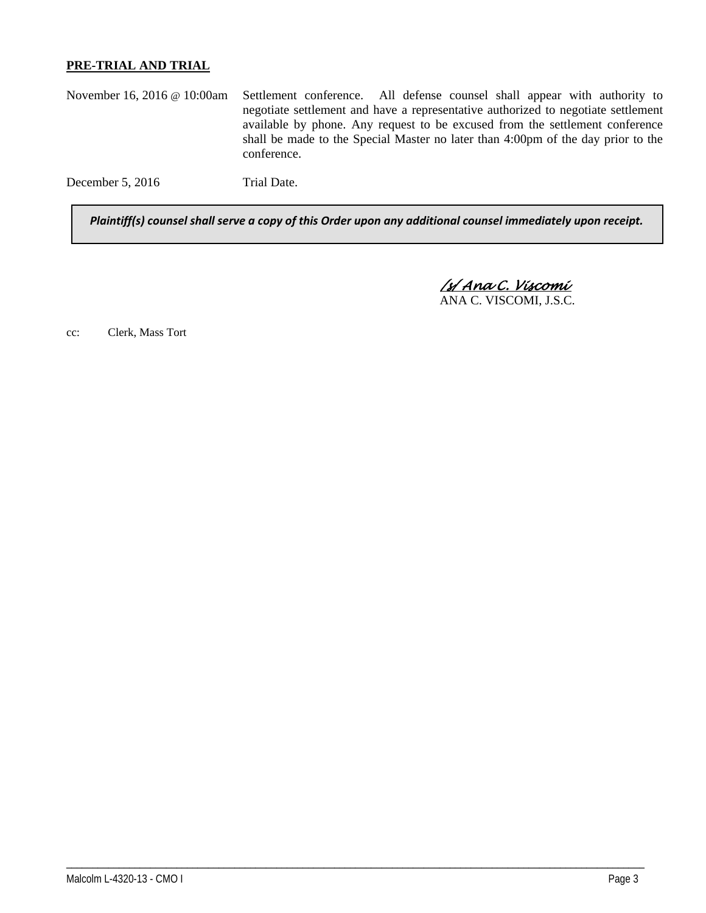**PRE-TRIAL AND TRIAL**

| | |
|---|---|
| November 16, 2016 @ 10:00am | Settlement conference. All defense counsel shall appear with authority to negotiate settlement and have a representative authorized to negotiate settlement available by phone. Any request to be excused from the settlement conference shall be made to the Special Master no later than 4:00pm of the day prior to the conference. |
| December 5, 2016 | Trial Date. |

***Plaintiff(s) counsel shall serve a copy of this Order upon any additional counsel immediately upon receipt.***

/s/ Ana C. Viscomi
ANA C. VISCOMI, J.S.C.

cc: Clerk, Mass Tort